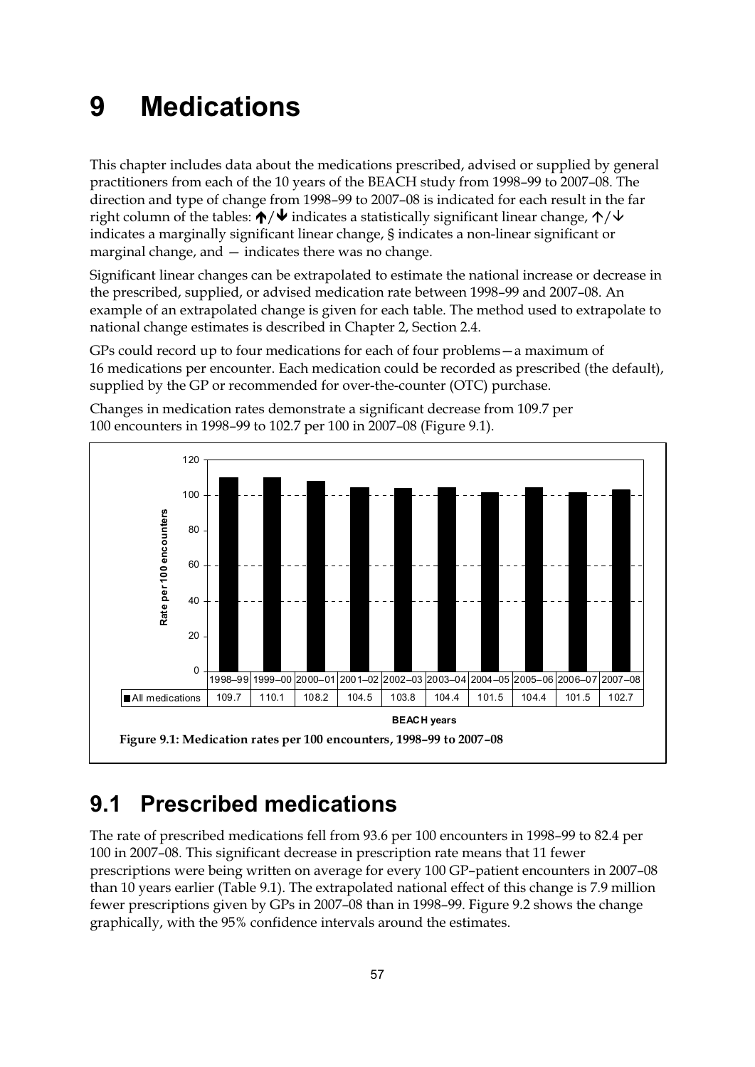# 9 Medications

This chapter includes data about the medications prescribed, advised or supplied by general practitioners from each of the 10 years of the BEACH study from 1998–99 to 2007–08. The direction and type of change from 1998–99 to 2007–08 is indicated for each result in the far right column of the tables: **↑**/**↓** indicates a statistically significant linear change, ↑/↓ indicates a marginally significant linear change, § indicates a non-linear significant or marginal change, and — indicates there was no change.

Significant linear changes can be extrapolated to estimate the national increase or decrease in the prescribed, supplied, or advised medication rate between 1998–99 and 2007–08. An example of an extrapolated change is given for each table. The method used to extrapolate to national change estimates is described in Chapter 2, Section 2.4.

GPs could record up to four medications for each of four problems—a maximum of 16 medications per encounter. Each medication could be recorded as prescribed (the default), supplied by the GP or recommended for over-the-counter (OTC) purchase.

Changes in medication rates demonstrate a significant decrease from 109.7 per 100 encounters in 1998–99 to 102.7 per 100 in 2007–08 (Figure 9.1).

| | 1998–99 | 1999–00 | 2000–01 | 2001–02 | 2002–03 | 2003–04 | 2004–05 | 2005–06 | 2006–07 | 2007–08 |
|---|---|---|---|---|---|---|---|---|---|---|
| All medications | 109.7 | 110.1 | 108.2 | 104.5 | 103.8 | 104.4 | 101.5 | 104.4 | 101.5 | 102.7 |

**Figure 9.1: Medication rates per 100 encounters, 1998–99 to 2007–08**

## 9.1 Prescribed medications

The rate of prescribed medications fell from 93.6 per 100 encounters in 1998–99 to 82.4 per 100 in 2007–08. This significant decrease in prescription rate means that 11 fewer prescriptions were being written on average for every 100 GP–patient encounters in 2007–08 than 10 years earlier (Table 9.1). The extrapolated national effect of this change is 7.9 million fewer prescriptions given by GPs in 2007–08 than in 1998–99. Figure 9.2 shows the change graphically, with the 95% confidence intervals around the estimates.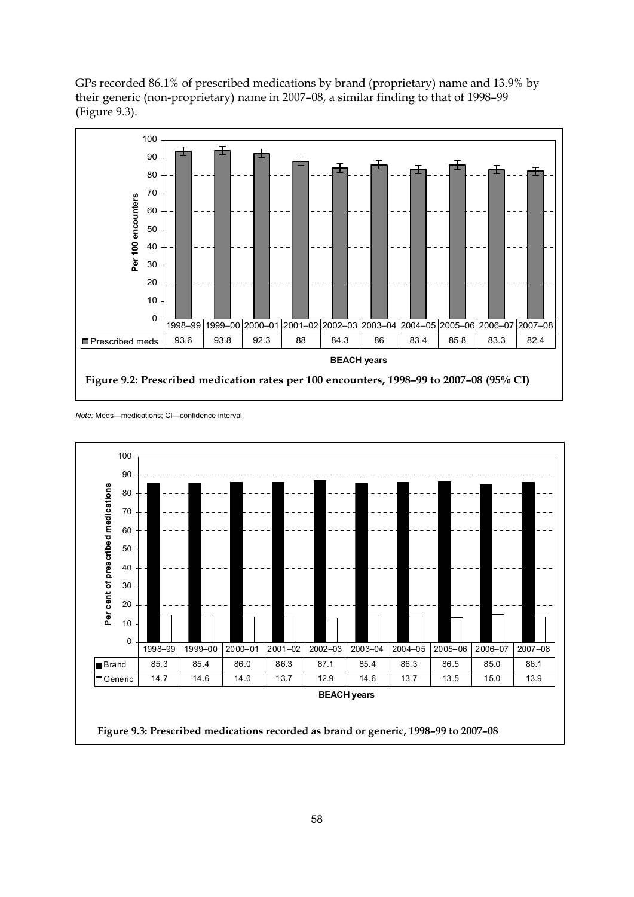GPs recorded 86.1% of prescribed medications by brand (proprietary) name and 13.9% by their generic (non-proprietary) name in 2007–08, a similar finding to that of 1998–99 (Figure 9.3).

| | 1998–99 | 1999–00 | 2000–01 | 2001–02 | 2002–03 | 2003–04 | 2004–05 | 2005–06 | 2006–07 | 2007–08 |
|---|---|---|---|---|---|---|---|---|---|---|
| Prescribed meds | 93.6 | 93.8 | 92.3 | 88 | 84.3 | 86 | 83.4 | 85.8 | 83.3 | 82.4 |

**Figure 9.2: Prescribed medication rates per 100 encounters, 1998–99 to 2007–08 (95% CI)**

*Note:* Meds—medications; CI—confidence interval.

| | 1998–99 | 1999–00 | 2000–01 | 2001–02 | 2002–03 | 2003–04 | 2004–05 | 2005–06 | 2006–07 | 2007–08 |
|---|---|---|---|---|---|---|---|---|---|---|
| Brand | 85.3 | 85.4 | 86.0 | 86.3 | 87.1 | 85.4 | 86.3 | 86.5 | 85.0 | 86.1 |
| Generic | 14.7 | 14.6 | 14.0 | 13.7 | 12.9 | 14.6 | 13.7 | 13.5 | 15.0 | 13.9 |

**Figure 9.3: Prescribed medications recorded as brand or generic, 1998–99 to 2007–08**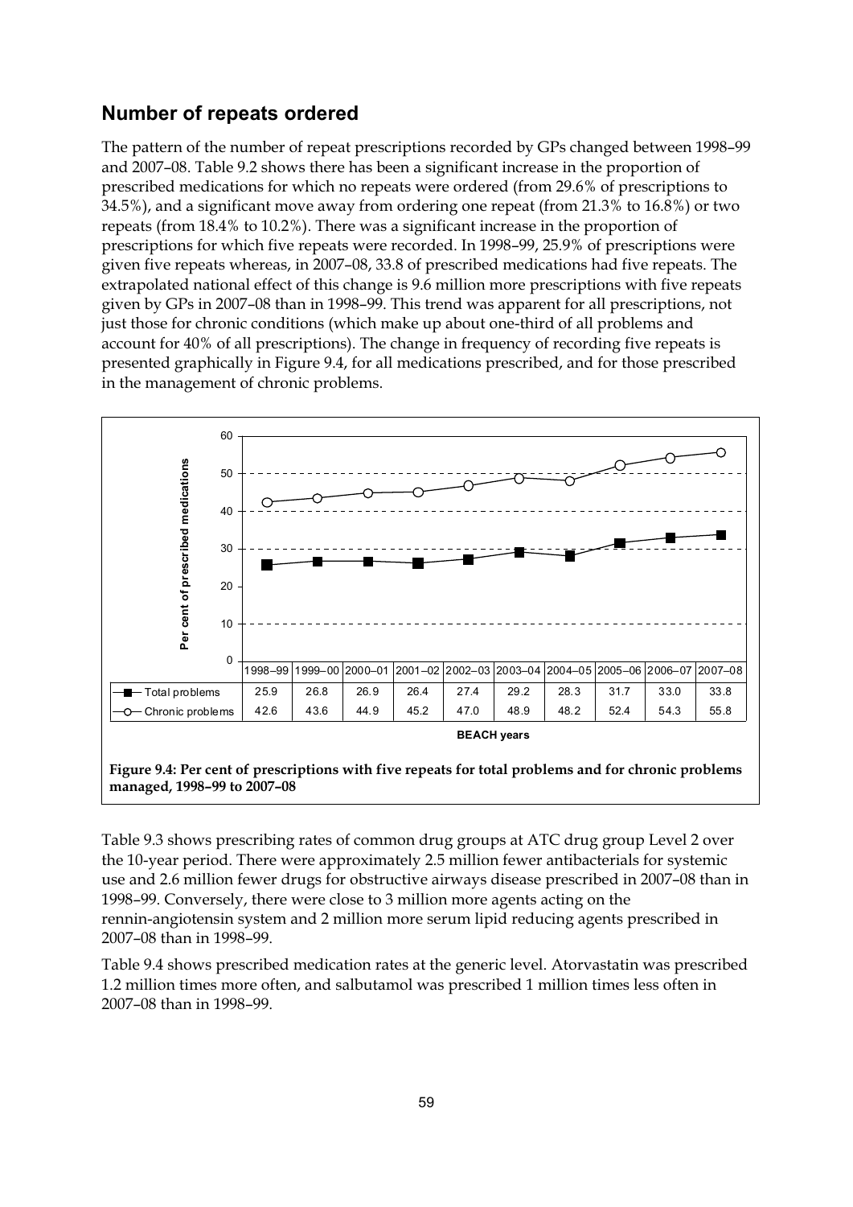## Number of repeats ordered

The pattern of the number of repeat prescriptions recorded by GPs changed between 1998–99 and 2007–08. Table 9.2 shows there has been a significant increase in the proportion of prescribed medications for which no repeats were ordered (from 29.6% of prescriptions to 34.5%), and a significant move away from ordering one repeat (from 21.3% to 16.8%) or two repeats (from 18.4% to 10.2%). There was a significant increase in the proportion of prescriptions for which five repeats were recorded. In 1998–99, 25.9% of prescriptions were given five repeats whereas, in 2007–08, 33.8 of prescribed medications had five repeats. The extrapolated national effect of this change is 9.6 million more prescriptions with five repeats given by GPs in 2007–08 than in 1998–99. This trend was apparent for all prescriptions, not just those for chronic conditions (which make up about one-third of all problems and account for 40% of all prescriptions). The change in frequency of recording five repeats is presented graphically in Figure 9.4, for all medications prescribed, and for those prescribed in the management of chronic problems.

| | 1998–99 | 1999–00 | 2000–01 | 2001–02 | 2002–03 | 2003–04 | 2004–05 | 2005–06 | 2006–07 | 2007–08 |
|---|---|---|---|---|---|---|---|---|---|---|
| Total problems | 25.9 | 26.8 | 26.9 | 26.4 | 27.4 | 29.2 | 28.3 | 31.7 | 33.0 | 33.8 |
| Chronic problems | 42.6 | 43.6 | 44.9 | 45.2 | 47.0 | 48.9 | 48.2 | 52.4 | 54.3 | 55.8 |

**Figure 9.4: Per cent of prescriptions with five repeats for total problems and for chronic problems managed, 1998–99 to 2007–08**

Table 9.3 shows prescribing rates of common drug groups at ATC drug group Level 2 over the 10-year period. There were approximately 2.5 million fewer antibacterials for systemic use and 2.6 million fewer drugs for obstructive airways disease prescribed in 2007–08 than in 1998–99. Conversely, there were close to 3 million more agents acting on the rennin-angiotensin system and 2 million more serum lipid reducing agents prescribed in 2007–08 than in 1998–99.

Table 9.4 shows prescribed medication rates at the generic level. Atorvastatin was prescribed 1.2 million times more often, and salbutamol was prescribed 1 million times less often in 2007–08 than in 1998–99.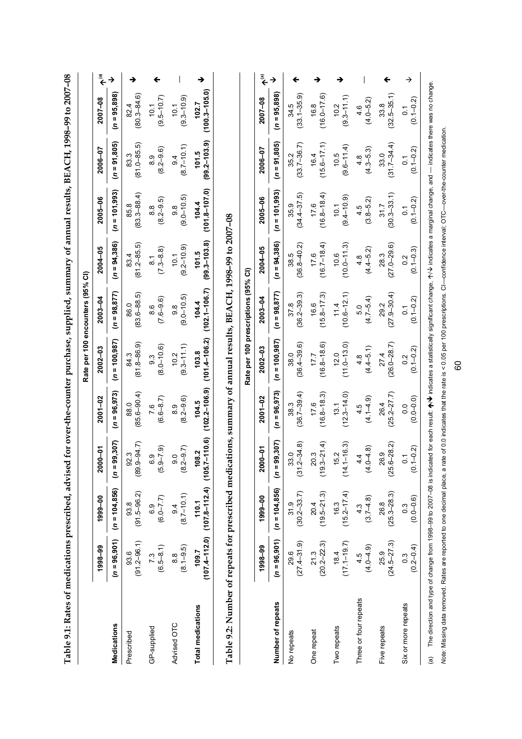**Table 9.1: Rates of medications prescribed, advised for over-the-counter purchase, supplied, summary of annual results, BEACH, 1998–99 to 2007–08**

| | Rate per 100 encounters (95% CI) | | | | | | | | | | |
|---|---|---|---|---|---|---|---|---|---|---|---|
| | 1998–99 | 1999–00 | 2000–01 | 2001–02 | 2002–03 | 2003–04 | 2004–05 | 2005–06 | 2006–07 | 2007–08 | ↑[(a)] ↓ |
| **Medications** | (*n* = 96,901) | (*n* = 104,856) | (*n* = 99,307) | (*n* = 96,973) | (*n* = 100,987) | (*n* = 98,877) | (*n* = 94,386) | (*n* = 101,993) | (*n* = 91,805) | (*n* = 95,898) | |
| Prescribed | 93.6 (91.2–96.1) | 93.8 (91.5–96.2) | 92.3 (89.9–94.7) | 88.0 (85.6–90.4) | 84.3 (81.8–86.9) | 86.0 (83.6–88.5) | 83.4 (81.2–85.5) | 85.8 (83.3–88.4) | 83.3 (81.0–85.5) | 82.4 (80.3–84.6) | ↓ |
| GP-supplied | 7.3 (6.5–8.1) | 6.9 (6.0–7.7) | 6.9 (5.9–7.9) | 7.6 (6.6–8.7) | 9.3 (8.0–10.6) | 8.6 (7.6–9.6) | 8.1 (7.3–8.8) | 8.8 (8.2–9.5) | 8.9 (8.2–9.6) | 10.1 (9.5–10.7) | ↑ |
| Advised OTC | 8.8 (8.1–9.5) | 9.4 (8.7–10.1) | 9.0 (8.2–9.7) | 8.9 (8.2–9.6) | 10.2 (9.3–11.1) | 9.8 (9.0–10.5) | 10.1 (9.2–10.9) | 9.8 (9.0–10.5) | 9.4 (8.7–10.1) | 10.1 (9.3–10.9) | — |
| **Total medications** | **109.7 (107.4–112.0)** | **110.1 (107.8–112.4)** | **108.2 (105.7–110.6)** | **104.5 (102.2–106.9)** | **103.8 (101.4–106.2)** | **104.4 (102.1–106.7)** | **101.5 (99.3–103.8)** | **104.4 (101.8–107.0)** | **101.5 (99.2–103.9)** | **102.7 (100.3–105.0)** | ↓ |

**Table 9.2: Number of repeats for prescribed medications, summary of annual results, BEACH, 1998–99 to 2007–08**

| | Rate per 100 prescriptions (95% CI) | | | | | | | | | | |
|---|---|---|---|---|---|---|---|---|---|---|---|
| | 1998–99 | 1999–00 | 2000–01 | 2001–02 | 2002–03 | 2003–04 | 2004–05 | 2005–06 | 2006–07 | 2007–08 | ↑[(a)] ↓ |
| **Number of repeats** | (*n* = 96,901) | (*n* = 104,856) | (*n* = 99,307) | (*n* = 96,973) | (*n* = 100,987) | (*n* = 98,877) | (*n* = 94,386) | (*n* = 101,993) | (*n* = 91,805) | (*n* = 95,898) | |
| No repeats | 29.6 (27.4–31.9) | 31.9 (30.2–33.7) | 33.0 (31.2–34.8) | 38.3 (36.7–39.4) | 38.0 (36.4–39.6) | 37.8 (36.2–39.3) | 38.5 (36.8–40.2) | 35.9 (34.4–37.5) | 35.2 (33.7–36.7) | 34.5 (33.1–35.9) | ↑ |
| One repeat | 21.3 (20.2–22.3) | 20.4 (19.5–21.3) | 20.3 (19.3–21.4) | 17.6 (16.8–18.3) | 17.7 (16.8–18.6) | 16.6 (15.8–17.3) | 17.6 (16.7–18.4) | 17.6 (16.8–18.4) | 16.4 (15.6–17.1) | 16.8 (16.0–17.6) | ↓ |
| Two repeats | 18.4 (17.1–19.7) | 16.3 (15.2–17.4) | 15.2 (14.1–16.3) | 13.1 (12.3–14.0) | 12.0 (11.0–13.0) | 11.4 (10.6–12.1) | 10.6 (10.0–11.3) | 10.1 (9.4–10.9) | 10.5 (9.6–11.4) | 10.2 (9.3–11.1) | ↓ |
| Three or four repeats | 4.5 (4.0–4.9) | 4.3 (3.7–4.8) | 4.4 (4.0–4.8) | 4.5 (4.1–4.9) | 4.8 (4.4–5.1) | 5.0 (4.7–5.4) | 4.8 (4.4–5.2) | 4.5 (3.8–5.2) | 4.8 (4.3–5.3) | 4.6 (4.0–5.2) | — |
| Five repeats | 25.9 (24.5–27.3) | 26.8 (25.3–28.3) | 26.9 (25.6–28.2) | 26.4 (25.2–27.7) | 27.4 (26.0–28.7) | 29.2 (27.9–30.4) | 28.3 (27.0–29.6) | 31.7 (30.3–33.1) | 33.0 (31.7–34.4) | 33.8 (32.5–35.1) | ↑ |
| Six or more repeats | 0.3 (0.2–0.4) | 0.3 (0.0–0.6) | 0.1 (0.1–0.2) | 0.0 (0.0–0.0) | 0.2 (0.1–0.2) | 0.1 (0.1–0.2) | 0.2 (0.1–0.3) | 0.1 (0.1–0.2) | 0.1 (0.1–0.2) | 0.1 (0.1–0.2) | ↓ |

(a) The direction and type of change from 1998–99 to 2007–08 is indicated for each result: ↑/↓ indicates a statistically significant change, ↑/↓ indicates a marginal change, and — indicates there was no change.

*Note:* Missing data removed. Rates are reported to one decimal place, a rate of 0.0 indicates that the rate is < 0.05 per 100 prescriptions. CI—confidence interval; OTC—over-the-counter medication.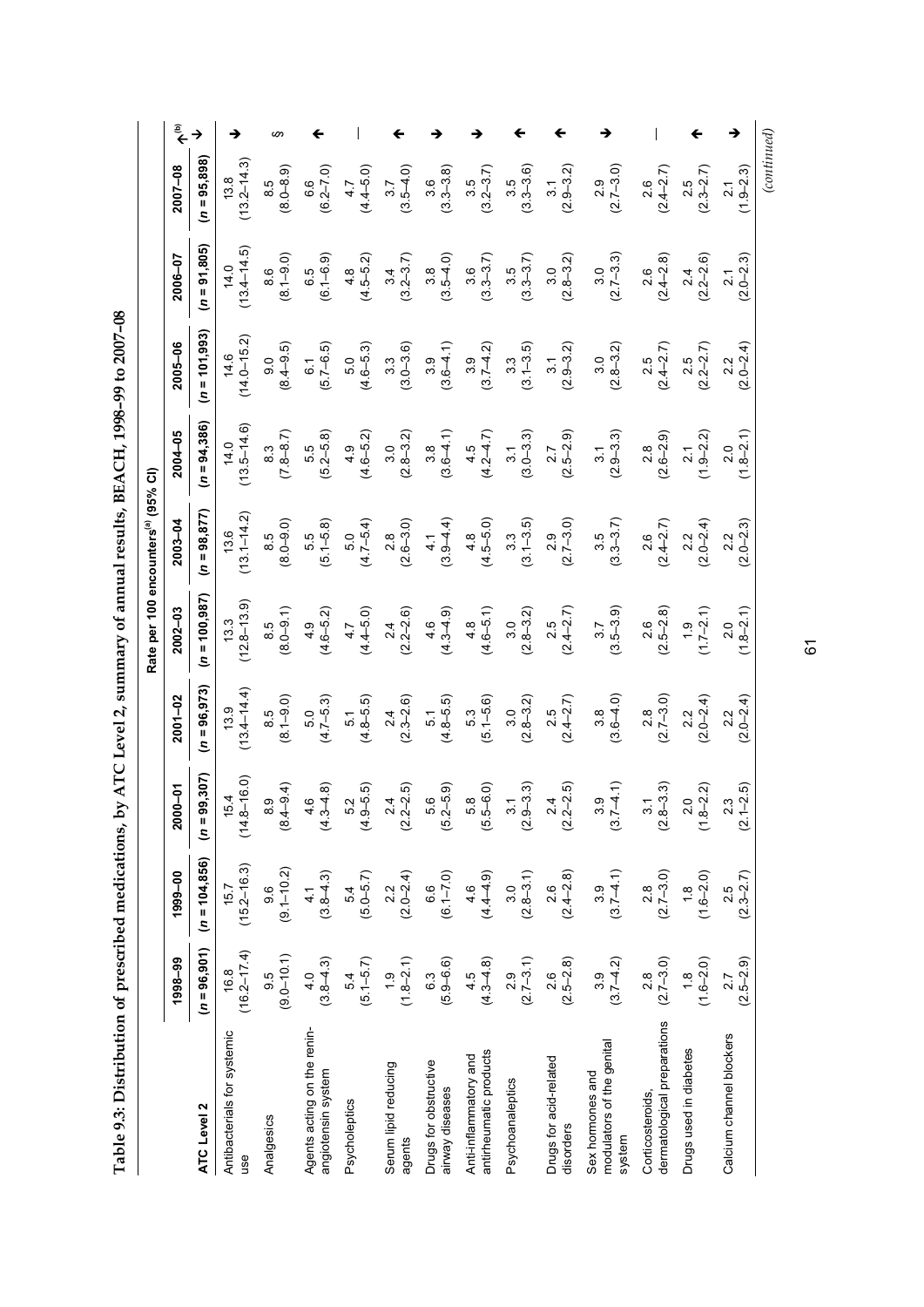**Table 9.3: Distribution of prescribed medications, by ATC Level 2, summary of annual results, BEACH, 1998–99 to 2007–08**

| ATC Level 2 | Rate per 100 encounters[(a)] (95% CI) | | | | | | | | | | |
|---|---|---|---|---|---|---|---|---|---|---|---|
| | 1998–99 | 1999–00 | 2000–01 | 2001–02 | 2002–03 | 2003–04 | 2004–05 | 2005–06 | 2006–07 | 2007–08 | ↑↓[(b)] |
| | (n = 96,901) | (n = 104,856) | (n = 99,307) | (n = 96,973) | (n = 100,987) | (n = 98,877) | (n = 94,386) | (n = 101,993) | (n = 91,805) | (n = 95,898) | |
| Antibacterials for systemic use | 16.8 (16.2–17.4) | 15.7 (15.2–16.3) | 15.4 (14.8–16.0) | 13.9 (13.4–14.4) | 13.3 (12.8–13.9) | 13.6 (13.1–14.2) | 14.0 (13.5–14.6) | 14.6 (14.0–15.2) | 14.0 (13.4–14.5) | 13.8 (13.2–14.3) | ↓ |
| Analgesics | 9.5 (9.0–10.1) | 9.6 (9.1–10.2) | 8.9 (8.4–9.4) | 8.5 (8.1–9.0) | 8.5 (8.0–9.1) | 8.5 (8.0–9.0) | 8.3 (7.8–8.7) | 9.0 (8.4–9.5) | 8.6 (8.1–9.0) | 8.5 (8.0–8.9) | § |
| Agents acting on the renin-angiotensin system | 4.0 (3.8–4.3) | 4.1 (3.8–4.3) | 4.6 (4.3–4.8) | 5.0 (4.7–5.3) | 4.9 (4.6–5.2) | 5.5 (5.1–5.8) | 5.5 (5.2–5.8) | 6.1 (5.7–6.5) | 6.5 (6.1–6.9) | 6.6 (6.2–7.0) | ↑ |
| Psycholeptics | 5.4 (5.1–5.7) | 5.4 (5.0–5.7) | 5.2 (4.9–5.5) | 5.1 (4.8–5.5) | 4.7 (4.4–5.0) | 5.0 (4.7–5.4) | 4.9 (4.6–5.2) | 5.0 (4.6–5.3) | 4.8 (4.5–5.2) | 4.7 (4.4–5.0) | — |
| Serum lipid reducing agents | 1.9 (1.8–2.1) | 2.2 (2.0–2.4) | 2.4 (2.2–2.5) | 2.4 (2.3–2.6) | 2.4 (2.2–2.6) | 2.8 (2.6–3.0) | 3.0 (2.8–3.2) | 3.3 (3.0–3.6) | 3.4 (3.2–3.7) | 3.7 (3.5–4.0) | ↑ |
| Drugs for obstructive airway diseases | 6.3 (5.9–6.6) | 6.6 (6.1–7.0) | 5.6 (5.2–5.9) | 5.1 (4.8–5.5) | 4.6 (4.3–4.9) | 4.1 (3.9–4.4) | 3.8 (3.6–4.1) | 3.9 (3.6–4.1) | 3.8 (3.5–4.0) | 3.6 (3.3–3.8) | ↓ |
| Anti-inflammatory and antirheumatic products | 4.5 (4.3–4.8) | 4.6 (4.4–4.9) | 5.8 (5.5–6.0) | 5.3 (5.1–5.6) | 4.8 (4.6–5.1) | 4.8 (4.5–5.0) | 4.5 (4.2–4.7) | 3.9 (3.7–4.2) | 3.6 (3.3–3.7) | 3.5 (3.2–3.7) | ↓ |
| Psychoanaleptics | 2.9 (2.7–3.1) | 3.0 (2.8–3.1) | 3.1 (2.9–3.3) | 3.0 (2.8–3.2) | 3.0 (2.8–3.2) | 3.3 (3.1–3.5) | 3.1 (3.0–3.3) | 3.3 (3.1–3.5) | 3.5 (3.3–3.7) | 3.5 (3.3–3.6) | ↑ |
| Drugs for acid-related disorders | 2.6 (2.5–2.8) | 2.6 (2.4–2.8) | 2.4 (2.2–2.5) | 2.5 (2.4–2.7) | 2.5 (2.4–2.7) | 2.9 (2.7–3.0) | 2.7 (2.5–2.9) | 3.1 (2.9–3.2) | 3.0 (2.8–3.2) | 3.1 (2.9–3.2) | ↑ |
| Sex hormones and modulators of the genital system | 3.9 (3.7–4.2) | 3.9 (3.7–4.1) | 3.9 (3.7–4.1) | 3.8 (3.6–4.0) | 3.7 (3.5–3.9) | 3.5 (3.3–3.7) | 3.1 (2.9–3.3) | 3.0 (2.8–3.2) | 3.0 (2.7–3.3) | 2.9 (2.7–3.0) | ↓ |
| Corticosteroids, dermatological preparations | 2.8 (2.7–3.0) | 2.8 (2.7–3.0) | 3.1 (2.8–3.3) | 2.8 (2.7–3.0) | 2.6 (2.5–2.8) | 2.6 (2.4–2.7) | 2.8 (2.6–2.9) | 2.5 (2.4–2.7) | 2.6 (2.4–2.8) | 2.6 (2.4–2.7) | — |
| Drugs used in diabetes | 1.8 (1.6–2.0) | 1.8 (1.6–2.0) | 2.0 (1.8–2.2) | 2.2 (2.0–2.4) | 1.9 (1.7–2.1) | 2.2 (2.0–2.4) | 2.1 (1.9–2.2) | 2.5 (2.2–2.7) | 2.4 (2.2–2.6) | 2.5 (2.3–2.7) | ↑ |
| Calcium channel blockers | 2.7 (2.5–2.9) | 2.5 (2.3–2.7) | 2.3 (2.1–2.5) | 2.2 (2.0–2.4) | 2.0 (1.8–2.1) | 2.2 (2.0–2.3) | 2.0 (1.8–2.1) | 2.2 (2.0–2.4) | 2.1 (2.0–2.3) | 2.1 (1.9–2.3) | ↓ |

*(continued)*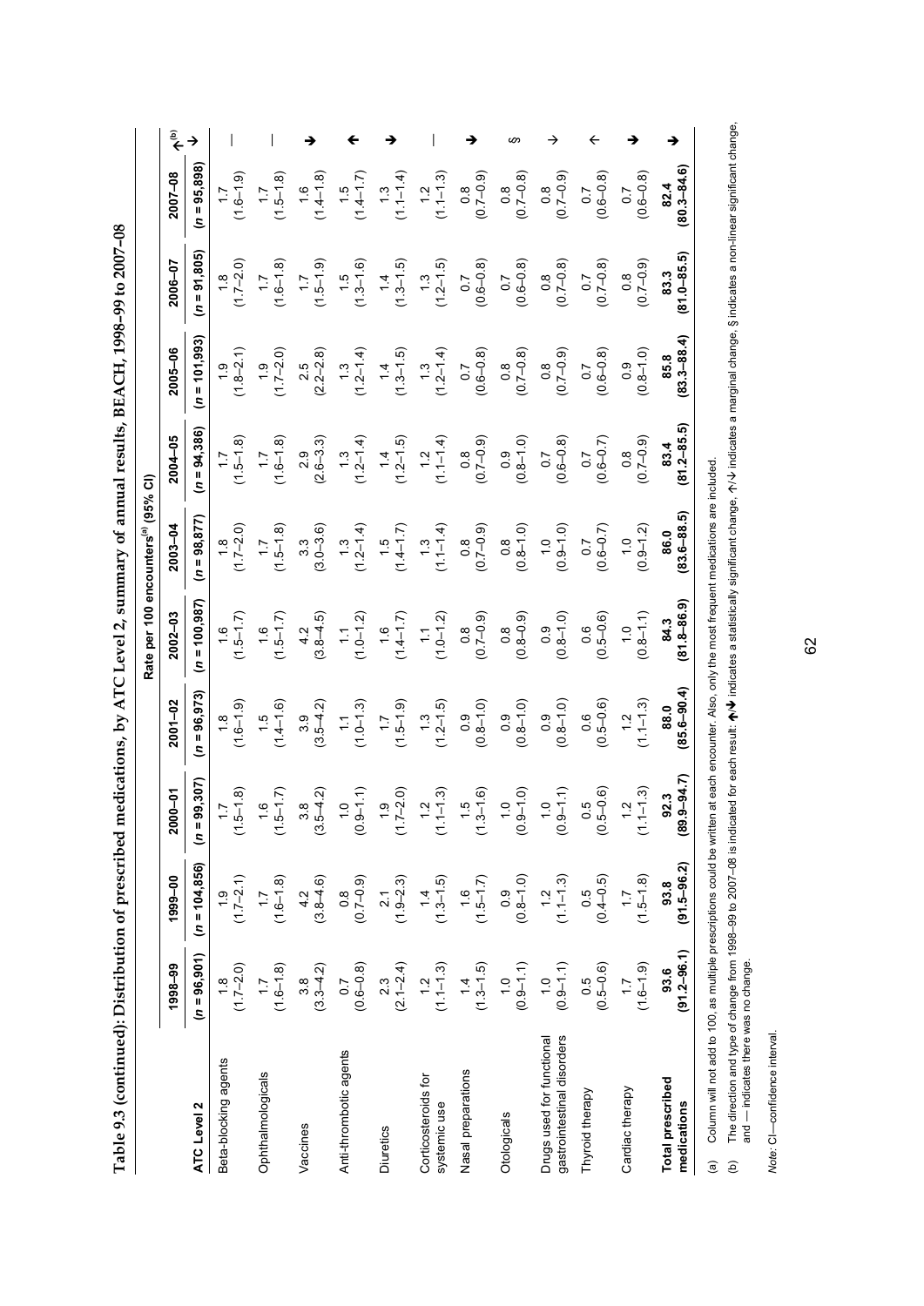**Table 9.3 (continued): Distribution of prescribed medications, by ATC Level 2, summary of annual results, BEACH, 1998–99 to 2007–08**

| ATC Level 2 | Rate per 100 encounters[(a)] (95% CI) | | | | | | | | | | ↑/↓[(b)] |
|---|---|---|---|---|---|---|---|---|---|---|---|
| | 1998–99 | 1999–00 | 2000–01 | 2001–02 | 2002–03 | 2003–04 | 2004–05 | 2005–06 | 2006–07 | 2007–08 | |
| | (*n* = 96,901) | (*n* = 104,856) | (*n* = 99,307) | (*n* = 96,973) | (*n* = 100,987) | (*n* = 98,877) | (*n* = 94,386) | (*n* = 101,993) | (*n* = 91,805) | (*n* = 95,898) | |
| Beta-blocking agents | 1.8 (1.7–2.0) | 1.9 (1.7–2.1) | 1.7 (1.5–1.8) | 1.8 (1.6–1.9) | 1.6 (1.5–1.7) | 1.8 (1.7–2.0) | 1.7 (1.5–1.8) | 1.9 (1.8–2.1) | 1.8 (1.7–2.0) | 1.7 (1.6–1.9) | — |
| Ophthalmologicals | 1.7 (1.6–1.8) | 1.7 (1.6–1.8) | 1.6 (1.5–1.7) | 1.5 (1.4–1.6) | 1.6 (1.5–1.7) | 1.7 (1.5–1.8) | 1.7 (1.6–1.8) | 1.9 (1.7–2.0) | 1.7 (1.6–1.8) | 1.7 (1.5–1.8) | — |
| Vaccines | 3.8 (3.3–4.2) | 4.2 (3.8–4.6) | 3.8 (3.5–4.2) | 3.9 (3.5–4.2) | 4.2 (3.8–4.5) | 3.3 (3.0–3.6) | 2.9 (2.6–3.3) | 2.5 (2.2–2.8) | 1.7 (1.5–1.9) | 1.6 (1.4–1.8) | ↓ |
| Anti-thrombotic agents | 0.7 (0.6–0.8) | 0.8 (0.7–0.9) | 1.0 (0.9–1.1) | 1.1 (1.0–1.3) | 1.1 (1.0–1.2) | 1.3 (1.2–1.4) | 1.3 (1.2–1.4) | 1.3 (1.2–1.4) | 1.5 (1.3–1.6) | 1.5 (1.4–1.7) | ↑ |
| Diuretics | 2.3 (2.1–2.4) | 2.1 (1.9–2.3) | 1.9 (1.7–2.0) | 1.7 (1.5–1.9) | 1.6 (1.4–1.7) | 1.5 (1.4–1.7) | 1.4 (1.2–1.5) | 1.4 (1.3–1.5) | 1.4 (1.3–1.5) | 1.3 (1.1–1.4) | ↓ |
| Corticosteroids for systemic use | 1.2 (1.1–1.3) | 1.4 (1.3–1.5) | 1.2 (1.1–1.3) | 1.3 (1.2–1.5) | 1.1 (1.0–1.2) | 1.3 (1.1–1.4) | 1.2 (1.1–1.4) | 1.3 (1.2–1.4) | 1.3 (1.2–1.5) | 1.2 (1.1–1.3) | — |
| Nasal preparations | 1.4 (1.3–1.5) | 1.6 (1.5–1.7) | 1.5 (1.3–1.6) | 0.9 (0.8–1.0) | 0.8 (0.7–0.9) | 0.8 (0.7–0.9) | 0.8 (0.7–0.9) | 0.7 (0.6–0.8) | 0.7 (0.6–0.8) | 0.8 (0.7–0.9) | ↓ |
| Otologicals | 1.0 (0.9–1.1) | 0.9 (0.8–1.0) | 1.0 (0.9–1.0) | 0.9 (0.8–1.0) | 0.8 (0.8–0.9) | 0.8 (0.8–1.0) | 0.9 (0.8–1.0) | 0.8 (0.7–0.8) | 0.7 (0.6–0.8) | 0.8 (0.7–0.8) | § |
| Drugs used for functional gastrointestinal disorders | 1.0 (0.9–1.1) | 1.2 (1.1–1.3) | 1.0 (0.9–1.1) | 0.9 (0.8–1.0) | 0.9 (0.8–1.0) | 1.0 (0.9–1.0) | 0.7 (0.6–0.8) | 0.8 (0.7–0.9) | 0.8 (0.7–0.8) | 0.8 (0.7–0.9) | ↓ |
| Thyroid therapy | 0.5 (0.5–0.6) | 0.5 (0.4–0.5) | 0.5 (0.5–0.6) | 0.6 (0.5–0.6) | 0.6 (0.5–0.6) | 0.7 (0.6–0.7) | 0.7 (0.6–0.7) | 0.7 (0.6–0.8) | 0.7 (0.7–0.8) | 0.7 (0.6–0.8) | ↑ |
| Cardiac therapy | 1.7 (1.6–1.9) | 1.7 (1.5–1.8) | 1.2 (1.1–1.3) | 1.2 (1.1–1.3) | 1.0 (0.8–1.1) | 1.0 (0.9–1.2) | 0.8 (0.7–0.9) | 0.9 (0.8–1.0) | 0.8 (0.7–0.9) | 0.7 (0.6–0.8) | ↓ |
| **Total prescribed medications** | **93.6 (91.2–96.1)** | **93.8 (91.5–96.2)** | **92.3 (89.9–94.7)** | **88.0 (85.6–90.4)** | **84.3 (81.8–86.9)** | **86.0 (83.6–88.5)** | **83.4 (81.2–85.5)** | **85.8 (83.3–88.4)** | **83.3 (81.0–85.5)** | **82.4 (80.3–84.6)** | ↓ |

(a) Column will not add to 100, as multiple prescriptions could be written at each encounter. Also, only the most frequent medications are included.

(b) The direction and type of change from 1998–99 to 2007–08 is indicated for each result: ↑/↓ indicates a statistically significant change, ↑/↓ indicates a marginal change, § indicates a non-linear significant change, and — indicates there was no change.

*Note:* CI—confidence interval.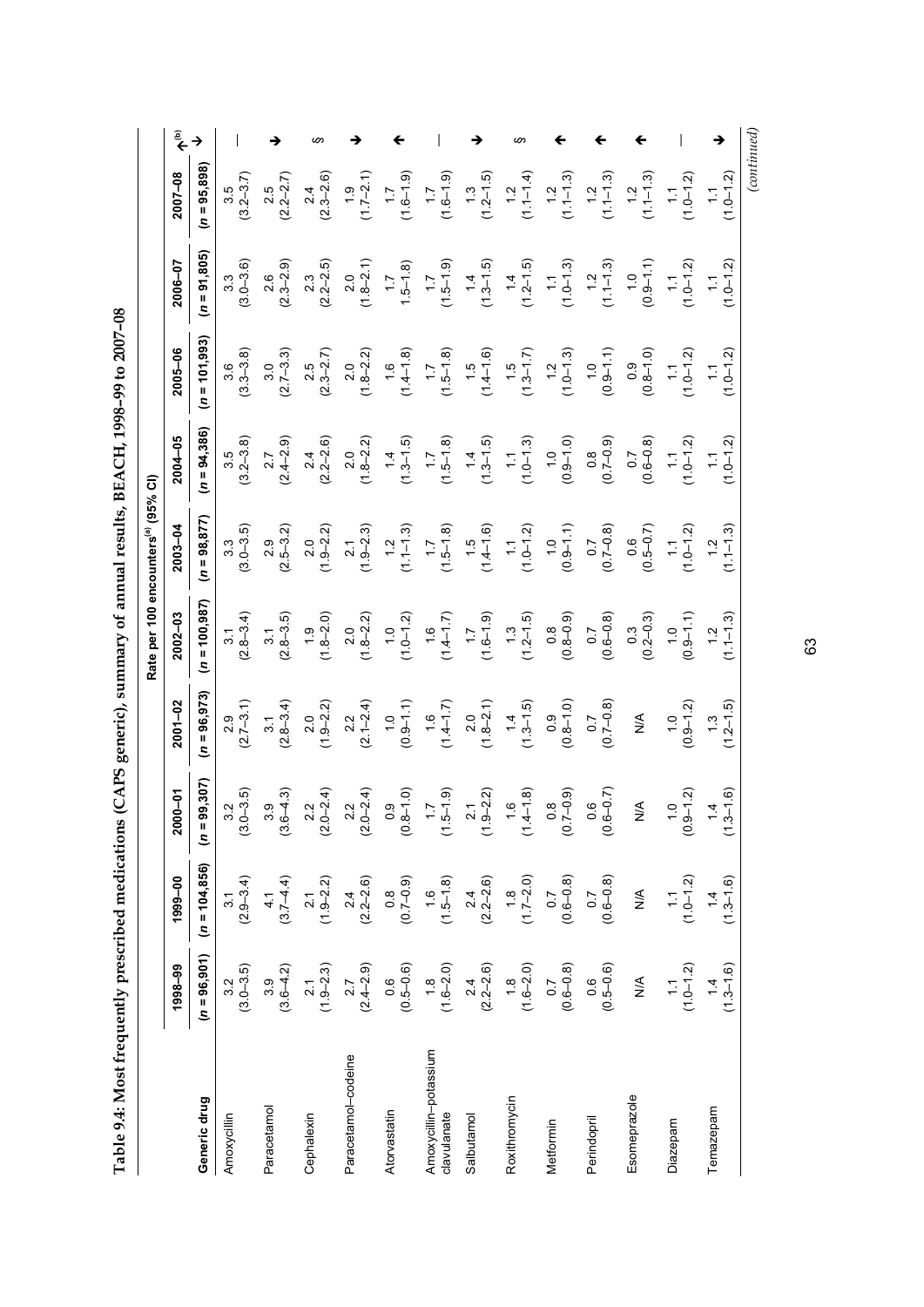**Table 9.4: Most frequently prescribed medications (CAPS generic), summary of annual results, BEACH, 1998–99 to 2007–08**

| | Rate per 100 encounters[(a)] (95% CI) | | | | | | | | | | |
|---|---|---|---|---|---|---|---|---|---|---|---|
| | 1998–99 | 1999–00 | 2000–01 | 2001–02 | 2002–03 | 2003–04 | 2004–05 | 2005–06 | 2006–07 | 2007–08 | |
| **Generic drug** | (*n* = 96,901) | (*n* = 104,856) | (*n* = 99,307) | (*n* = 96,973) | (*n* = 100,987) | (*n* = 98,877) | (*n* = 94,386) | (*n* = 101,993) | (*n* = 91,805) | (*n* = 95,898) | ↑↓[(b)] |
| Amoxycillin | 3.2 (3.0–3.5) | 3.1 (2.9–3.4) | 3.2 (3.0–3.5) | 2.9 (2.7–3.1) | 3.1 (2.8–3.4) | 3.3 (3.0–3.5) | 3.5 (3.2–3.8) | 3.6 (3.3–3.8) | 3.3 (3.0–3.6) | 3.5 (3.2–3.7) | — |
| Paracetamol | 3.9 (3.6–4.2) | 4.1 (3.7–4.4) | 3.9 (3.6–4.3) | 3.1 (2.8–3.4) | 3.1 (2.8–3.5) | 2.9 (2.5–3.2) | 2.7 (2.4–2.9) | 3.0 (2.7–3.3) | 2.6 (2.3–2.9) | 2.5 (2.2–2.7) | ↓ |
| Cephalexin | 2.1 (1.9–2.3) | 2.1 (1.9–2.2) | 2.2 (2.0–2.4) | 2.0 (1.9–2.2) | 1.9 (1.8–2.0) | 2.0 (1.9–2.2) | 2.4 (2.2–2.6) | 2.5 (2.3–2.7) | 2.3 (2.2–2.5) | 2.4 (2.3–2.6) | § |
| Paracetamol–codeine | 2.7 (2.4–2.9) | 2.4 (2.2–2.6) | 2.2 (2.0–2.4) | 2.2 (2.1–2.4) | 2.0 (1.8–2.2) | 2.1 (1.9–2.3) | 2.0 (1.8–2.2) | 2.0 (1.8–2.2) | 2.0 (1.8–2.1) | 1.9 (1.7–2.1) | ↓ |
| Atorvastatin | 0.6 (0.5–0.6) | 0.8 (0.7–0.9) | 0.9 (0.8–1.0) | 1.0 (0.9–1.1) | 1.0 (1.0–1.2) | 1.2 (1.1–1.3) | 1.4 (1.3–1.5) | 1.6 (1.4–1.8) | 1.7 1.5–1.8) | 1.7 (1.6–1.9) | ↑ |
| Amoxycillin–potassium clavulanate | 1.8 (1.6–2.0) | 1.6 (1.5–1.8) | 1.7 (1.5–1.9) | 1.6 (1.4–1.7) | 1.6 (1.4–1.7) | 1.7 (1.5–1.8) | 1.7 (1.5–1.8) | 1.7 (1.5–1.8) | 1.7 (1.5–1.9) | 1.7 (1.6–1.9) | — |
| Salbutamol | 2.4 (2.2–2.6) | 2.4 (2.2–2.6) | 2.1 (1.9–2.2) | 2.0 (1.8–2.1) | 1.7 (1.6–1.9) | 1.5 (1.4–1.6) | 1.4 (1.3–1.5) | 1.5 (1.4–1.6) | 1.4 (1.3–1.5) | 1.3 (1.2–1.5) | ↓ |
| Roxithromycin | 1.8 (1.6–2.0) | 1.8 (1.7–2.0) | 1.6 (1.4–1.8) | 1.4 (1.3–1.5) | 1.3 (1.2–1.5) | 1.1 (1.0–1.2) | 1.1 (1.0–1.3) | 1.5 (1.3–1.7) | 1.4 (1.2–1.5) | 1.2 (1.1–1.4) | § |
| Metformin | 0.7 (0.6–0.8) | 0.7 (0.6–0.8) | 0.8 (0.7–0.9) | 0.9 (0.8–1.0) | 0.8 (0.8–0.9) | 1.0 (0.9–1.1) | 1.0 (0.9–1.0) | 1.2 (1.0–1.3) | 1.1 (1.0–1.3) | 1.2 (1.1–1.3) | ↑ |
| Perindopril | 0.6 (0.5–0.6) | 0.7 (0.6–0.8) | 0.6 (0.6–0.7) | 0.7 (0.7–0.8) | 0.7 (0.6–0.8) | 0.7 (0.7–0.8) | 0.8 (0.7–0.9) | 1.0 (0.9–1.1) | 1.2 (1.1–1.3) | 1.2 (1.1–1.3) | ↑ |
| Esomeprazole | N/A | N/A | N/A | N/A | 0.3 (0.2–0.3) | 0.6 (0.5–0.7) | 0.7 (0.6–0.8) | 0.9 (0.8–1.0) | 1.0 (0.9–1.1) | 1.2 (1.1–1.3) | ↑ |
| Diazepam | 1.1 (1.0–1.2) | 1.1 (1.0–1.2) | 1.0 (0.9–1.2) | 1.0 (0.9–1.2) | 1.0 (0.9–1.1) | 1.1 (1.0–1.2) | 1.1 (1.0–1.2) | 1.1 (1.0–1.2) | 1.1 (1.0–1.2) | 1.1 (1.0–1.2) | — |
| Temazepam | 1.4 (1.3–1.6) | 1.4 (1.3–1.6) | 1.4 (1.3–1.6) | 1.3 (1.2–1.5) | 1.2 (1.1–1.3) | 1.2 (1.1–1.3) | 1.1 (1.0–1.2) | 1.1 (1.0–1.2) | 1.1 (1.0–1.2) | 1.1 (1.0–1.2) | ↓ |

*(continued)*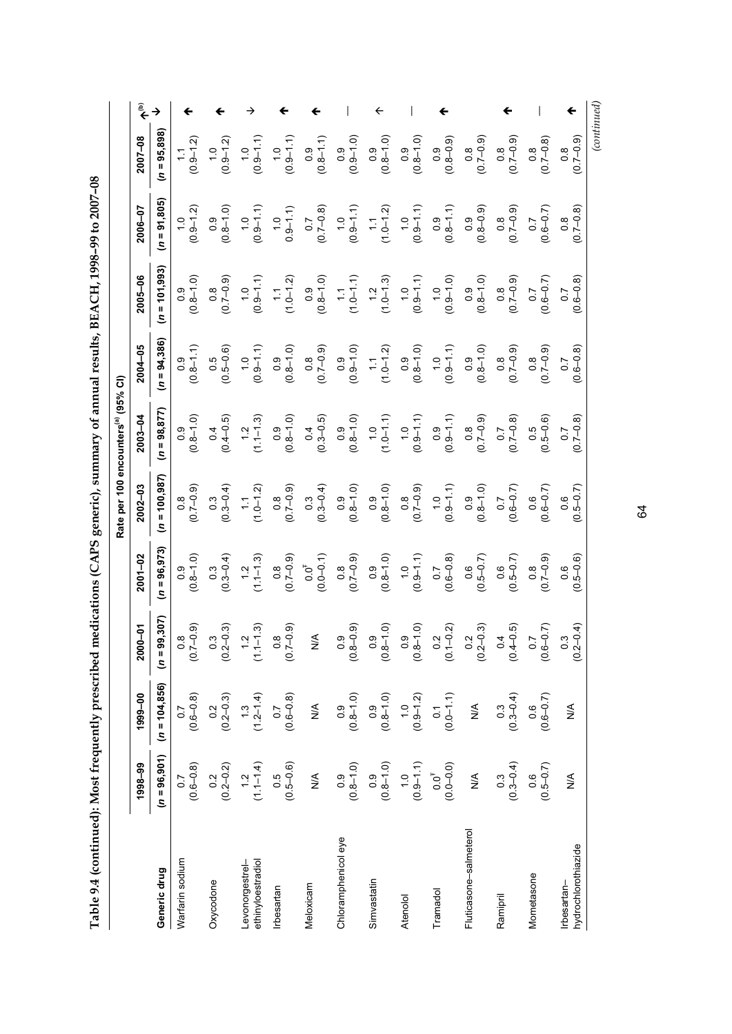**Table 9.4 (continued): Most frequently prescribed medications (CAPS generic), summary of annual results, BEACH, 1998–99 to 2007–08**

| Generic drug | Rate per 100 encounters[(a)] (95% CI) | | | | | | | | | | ↑↓[(b)] |
|---|---|---|---|---|---|---|---|---|---|---|---|
| | 1998–99 (n = 96,901) | 1999–00 (n = 104,856) | 2000–01 (n = 99,307) | 2001–02 (n = 96,973) | 2002–03 (n = 100,987) | 2003–04 (n = 98,877) | 2004–05 (n = 94,386) | 2005–06 (n = 101,993) | 2006–07 (n = 91,805) | 2007–08 (n = 95,898) | |
| Warfarin sodium | 0.7 (0.6–0.8) | 0.7 (0.6–0.8) | 0.8 (0.7–0.9) | 0.9 (0.8–1.0) | 0.8 (0.7–0.9) | 0.9 (0.8–1.0) | 0.9 (0.8–1.1) | 0.9 (0.8–1.0) | 1.0 (0.9–1.2) | 1.1 (0.9–1.2) | ↑ |
| Oxycodone | 0.2 (0.2–0.2) | 0.2 (0.2–0.3) | 0.3 (0.2–0.3) | 0.3 (0.3–0.4) | 0.3 (0.3–0.4) | 0.4 (0.4–0.5) | 0.5 (0.5–0.6) | 0.8 (0.7–0.9) | 0.9 (0.8–1.0) | 1.0 (0.9–1.2) | ↑ |
| Levonorgestrel–ethinyloestradiol | 1.2 (1.1–1.4) | 1.3 (1.2–1.4) | 1.2 (1.1–1.3) | 1.2 (1.1–1.3) | 1.1 (1.0–1.2) | 1.2 (1.1–1.3) | 1.0 (0.9–1.1) | 1.0 (0.9–1.1) | 1.0 (0.9–1.1) | 1.0 (0.9–1.1) | ↓ |
| Irbesartan | 0.5 (0.5–0.6) | 0.7 (0.6–0.8) | 0.8 (0.7–0.9) | 0.8 (0.7–0.9) | 0.8 (0.7–0.9) | 0.9 (0.8–1.0) | 0.9 (0.8–1.0) | 1.1 (1.0–1.2) | 1.0 (0.9–1.1) | 1.0 (0.9–1.1) | ↑ |
| Meloxicam | N/A | N/A | N/A | 0.0[ŧ] (0.0–0.1) | 0.3 (0.3–0.4) | 0.4 (0.3–0.5) | 0.8 (0.7–0.9) | 0.9 (0.8–1.0) | 0.7 (0.7–0.8) | 0.9 (0.8–1.1) | ↑ |
| Chloramphenicol eye | 0.9 (0.8–1.0) | 0.9 (0.8–1.0) | 0.9 (0.8–0.9) | 0.8 (0.7–0.9) | 0.9 (0.8–1.0) | 0.9 (0.8–1.0) | 0.9 (0.9–1.0) | 1.1 (1.0–1.1) | 1.0 (0.9–1.1) | 0.9 (0.9–1.0) | — |
| Simvastatin | 0.9 (0.8–1.0) | 0.9 (0.8–1.0) | 0.9 (0.8–1.0) | 0.9 (0.8–1.0) | 0.9 (0.8–1.0) | 1.0 (1.0–1.1) | 1.1 (1.0–1.2) | 1.2 (1.0–1.3) | 1.1 (1.0–1.2) | 0.9 (0.8–1.0) | ↑ |
| Atenolol | 1.0 (0.9–1.1) | 1.0 (0.9–1.2) | 0.9 (0.8–1.0) | 1.0 (0.9–1.1) | 0.8 (0.7–0.9) | 1.0 (0.9–1.1) | 0.9 (0.8–1.0) | 1.0 (0.9–1.1) | 1.0 (0.9–1.1) | 0.9 (0.8–1.0) | — |
| Tramadol | 0.0[ŧ] (0.0–0.0) | 0.1 (0.0–1.1) | 0.2 (0.1–0.2) | 0.7 (0.6–0.8) | 1.0 (0.9–1.1) | 0.9 (0.9–1.1) | 1.0 (0.9–1.1) | 1.0 (0.9–1.0) | 0.9 (0.8–1.1) | 0.9 (0.8–0.9) | ↑ |
| Fluticasone–salmeterol | N/A | N/A | 0.2 (0.2–0.3) | 0.6 (0.5–0.7) | 0.9 (0.8–1.0) | 0.8 (0.7–0.9) | 0.9 (0.8–1.0) | 0.9 (0.8–1.0) | 0.9 (0.8–0.9) | 0.8 (0.7–0.9) | |
| Ramipril | 0.3 (0.3–0.4) | 0.3 (0.3–0.4) | 0.4 (0.4–0.5) | 0.6 (0.5–0.7) | 0.7 (0.6–0.7) | 0.7 (0.7–0.8) | 0.8 (0.7–0.9) | 0.8 (0.7–0.9) | 0.8 (0.7–0.9) | 0.8 (0.7–0.9) | ↑ |
| Mometasone | 0.6 (0.5–0.7) | 0.6 (0.6–0.7) | 0.7 (0.6–0.7) | 0.8 (0.7–0.9) | 0.6 (0.6–0.7) | 0.5 (0.5–0.6) | 0.8 (0.7–0.9) | 0.7 (0.6–0.7) | 0.7 (0.6–0.7) | 0.8 (0.7–0.8) | — |
| Irbesartan–hydrochlorothiazide | N/A | N/A | 0.3 (0.2–0.4) | 0.6 (0.5–0.6) | 0.6 (0.5–0.7) | 0.7 (0.7–0.8) | 0.7 (0.6–0.8) | 0.7 (0.6–0.8) | 0.8 (0.7–0.8) | 0.8 (0.7–0.9) | ↑ |

*(continued)*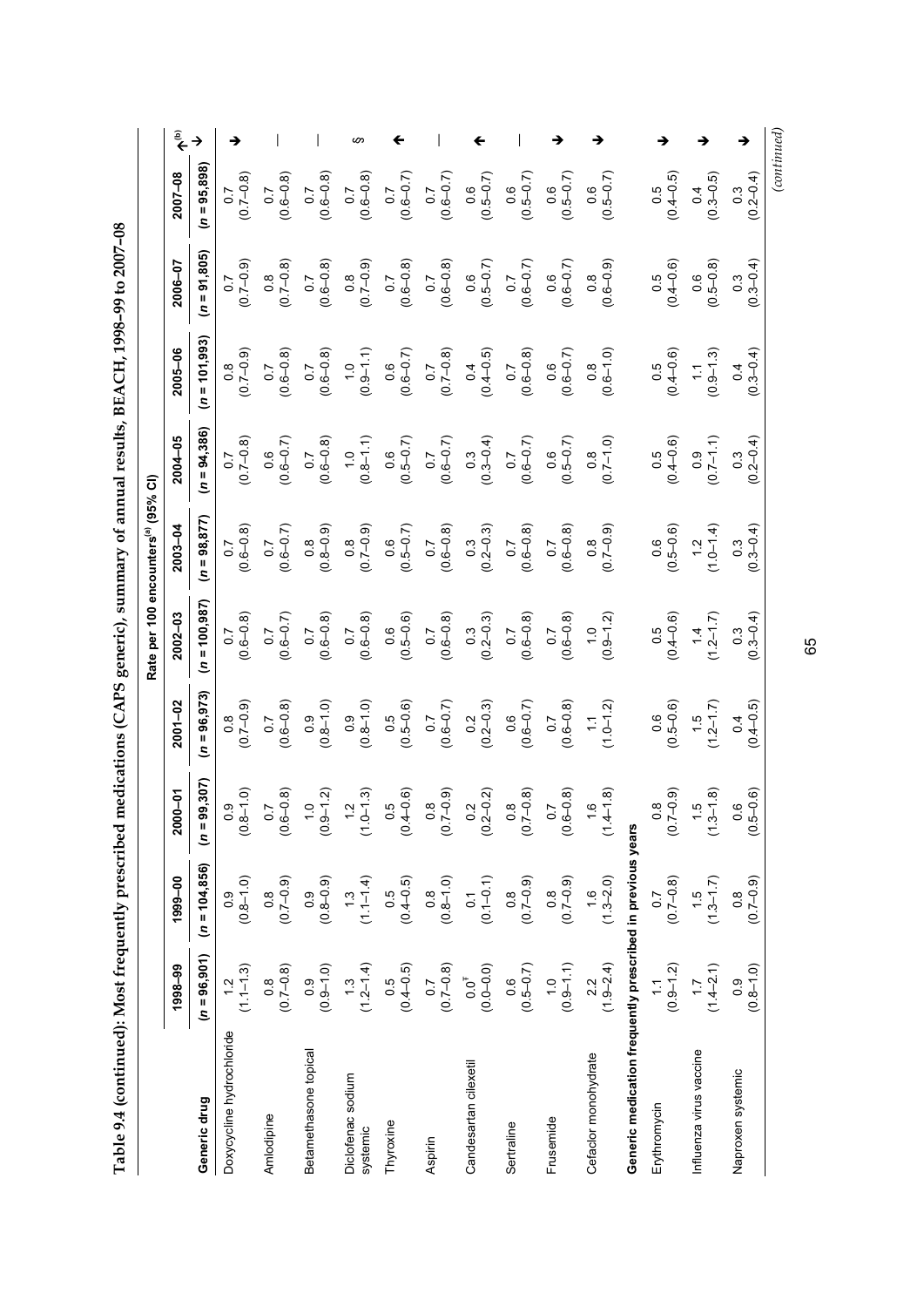**Table 9.4 (continued): Most frequently prescribed medications (CAPS generic), summary of annual results, BEACH, 1998–99 to 2007–08**

| | Rate per 100 encounters[(a)] (95% CI) | | | | | | | | | | |
|---|---|---|---|---|---|---|---|---|---|---|---|
| **Generic drug** | **1998–99** (n = 96,901) | **1999–00** (n = 104,856) | **2000–01** (n = 99,307) | **2001–02** (n = 96,973) | **2002–03** (n = 100,987) | **2003–04** (n = 98,877) | **2004–05** (n = 94,386) | **2005–06** (n = 101,993) | **2006–07** (n = 91,805) | **2007–08** (n = 95,898) | **↑↓[(b)]** |
| Doxycycline hydrochloride | 1.2 (1.1–1.3) | 0.9 (0.8–1.0) | 0.9 (0.8–1.0) | 0.8 (0.7–0.9) | 0.7 (0.6–0.8) | 0.7 (0.6–0.8) | 0.7 (0.7–0.8) | 0.8 (0.7–0.9) | 0.7 (0.7–0.9) | 0.7 (0.7–0.8) | ↓ |
| Amlodipine | 0.8 (0.7–0.8) | 0.8 (0.7–0.9) | 0.7 (0.6–0.8) | 0.7 (0.6–0.8) | 0.7 (0.6–0.7) | 0.7 (0.6–0.7) | 0.6 (0.6–0.7) | 0.7 (0.6–0.8) | 0.8 (0.7–0.8) | 0.7 (0.6–0.8) | — |
| Betamethasone topical | 0.9 (0.9–1.0) | 0.9 (0.8–0.9) | 1.0 (0.9–1.2) | 0.9 (0.8–1.0) | 0.7 (0.6–0.8) | 0.8 (0.8–0.9) | 0.7 (0.6–0.8) | 0.7 (0.6–0.8) | 0.7 (0.6–0.8) | 0.7 (0.6–0.8) | — |
| Diclofenac sodium systemic | 1.3 (1.2–1.4) | 1.3 (1.1–1.4) | 1.2 (1.0–1.3) | 0.9 (0.8–1.0) | 0.7 (0.6–0.8) | 0.8 (0.7–0.9) | 1.0 (0.8–1.1) | 1.0 (0.9–1.1) | 0.8 (0.7–0.9) | 0.7 (0.6–0.8) | § |
| Thyroxine | 0.5 (0.4–0.5) | 0.5 (0.4–0.5) | 0.5 (0.4–0.6) | 0.5 (0.5–0.6) | 0.6 (0.5–0.6) | 0.6 (0.5–0.7) | 0.6 (0.5–0.7) | 0.6 (0.6–0.7) | 0.7 (0.6–0.8) | 0.7 (0.6–0.7) | ↑ |
| Aspirin | 0.7 (0.7–0.8) | 0.8 (0.8–1.0) | 0.8 (0.7–0.9) | 0.7 (0.6–0.7) | 0.7 (0.6–0.8) | 0.7 (0.6–0.8) | 0.7 (0.6–0.7) | 0.7 (0.7–0.8) | 0.7 (0.6–0.8) | 0.7 (0.6–0.7) | — |
| Candesartan cilexetil | 0.0[†] (0.0–0.0) | 0.1 (0.1–0.1) | 0.2 (0.2–0.2) | 0.2 (0.2–0.3) | 0.3 (0.2–0.3) | 0.3 (0.2–0.3) | 0.3 (0.3–0.4) | 0.4 (0.4–0.5) | 0.6 (0.5–0.7) | 0.6 (0.5–0.7) | ↑ |
| Sertraline | 0.6 (0.5–0.7) | 0.8 (0.7–0.9) | 0.8 (0.7–0.8) | 0.6 (0.6–0.7) | 0.7 (0.6–0.8) | 0.7 (0.6–0.8) | 0.7 (0.6–0.7) | 0.7 (0.6–0.8) | 0.7 (0.6–0.7) | 0.6 (0.5–0.7) | — |
| Frusemide | 1.0 (0.9–1.1) | 0.8 (0.7–0.9) | 0.7 (0.6–0.8) | 0.7 (0.6–0.8) | 0.7 (0.6–0.8) | 0.7 (0.6–0.8) | 0.6 (0.5–0.7) | 0.6 (0.6–0.7) | 0.6 (0.6–0.7) | 0.6 (0.5–0.7) | ↓ |
| Cefaclor monohydrate | 2.2 (1.9–2.4) | 1.6 (1.3–2.0) | 1.6 (1.4–1.8) | 1.1 (1.0–1.2) | 1.0 (0.9–1.2) | 0.8 (0.7–0.9) | 0.8 (0.7–1.0) | 0.8 (0.6–1.0) | 0.8 (0.6–0.9) | 0.6 (0.5–0.7) | ↓ |
| **Generic medication frequently prescribed in previous years** | | | | | | | | | | | |
| Erythromycin | 1.1 (0.9–1.2) | 0.7 (0.7–0.8) | 0.8 (0.7–0.9) | 0.6 (0.5–0.6) | 0.5 (0.4–0.6) | 0.6 (0.5–0.6) | 0.5 (0.4–0.6) | 0.5 (0.4–0.6) | 0.5 (0.4–0.6) | 0.5 (0.4–0.5) | ↓ |
| Influenza virus vaccine | 1.7 (1.4–2.1) | 1.5 (1.3–1.7) | 1.5 (1.3–1.8) | 1.5 (1.2–1.7) | 1.4 (1.2–1.7) | 1.2 (1.0–1.4) | 0.9 (0.7–1.1) | 1.1 (0.9–1.3) | 0.6 (0.5–0.8) | 0.4 (0.3–0.5) | ↓ |
| Naproxen systemic | 0.9 (0.8–1.0) | 0.8 (0.7–0.9) | 0.6 (0.5–0.6) | 0.4 (0.4–0.5) | 0.3 (0.3–0.4) | 0.3 (0.3–0.4) | 0.3 (0.2–0.4) | 0.4 (0.3–0.4) | 0.3 (0.3–0.4) | 0.3 (0.2–0.4) | ↓ |

*(continued)*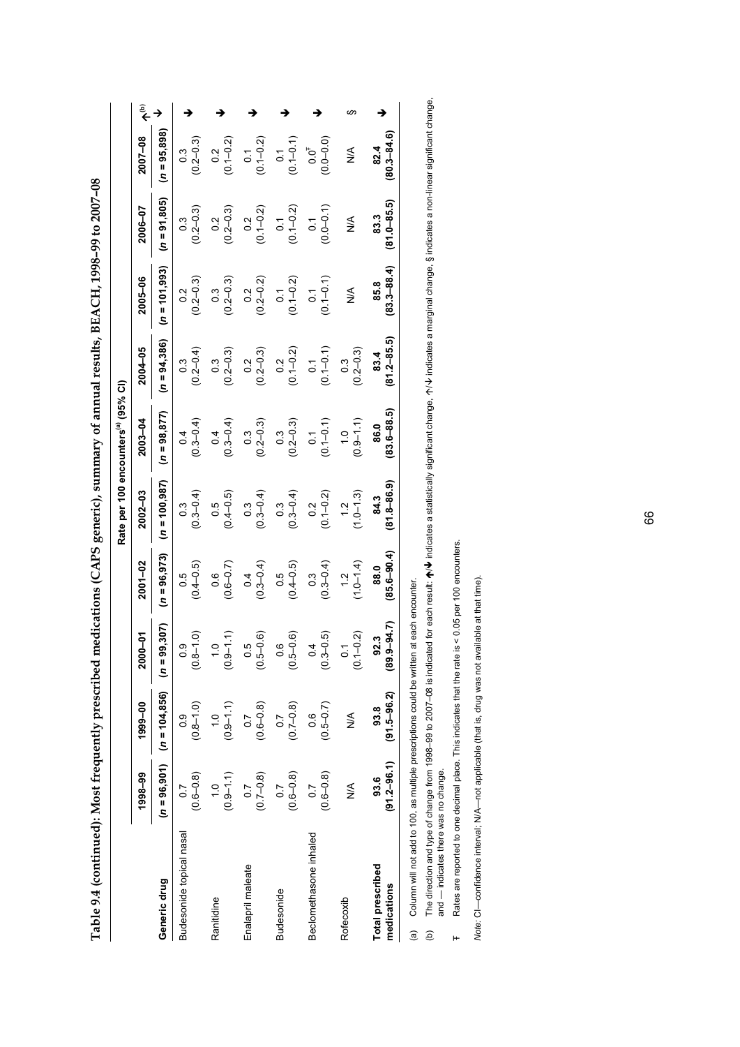**Table 9.4 (continued): Most frequently prescribed medications (CAPS generic), summary of annual results, BEACH, 1998–99 to 2007–08**

| | Rate per 100 encounters[(a)] (95% CI) | | | | | | | | | | |
|---|---|---|---|---|---|---|---|---|---|---|---|
| **Generic drug** | **1998–99** ($n$ = 96,901) | **1999–00** ($n$ = 104,856) | **2000–01** ($n$ = 99,307) | **2001–02** ($n$ = 96,973) | **2002–03** ($n$ = 100,987) | **2003–04** ($n$ = 98,877) | **2004–05** ($n$ = 94,386) | **2005–06** ($n$ = 101,993) | **2006–07** ($n$ = 91,805) | **2007–08** ($n$ = 95,898) | ↑↓[(b)] |
| Budesonide topical nasal | 0.7 (0.6–0.8) | 0.9 (0.8–1.0) | 0.9 (0.8–1.0) | 0.5 (0.4–0.5) | 0.3 (0.3–0.4) | 0.4 (0.3–0.4) | 0.3 (0.2–0.4) | 0.2 (0.2–0.3) | 0.3 (0.2–0.3) | 0.3 (0.2–0.3) | ↓ |
| Ranitidine | 1.0 (0.9–1.1) | 1.0 (0.9–1.1) | 1.0 (0.9–1.1) | 0.6 (0.6–0.7) | 0.5 (0.4–0.5) | 0.4 (0.3–0.4) | 0.3 (0.2–0.3) | 0.3 (0.2–0.3) | 0.2 (0.2–0.3) | 0.2 (0.1–0.2) | ↓ |
| Enalapril maleate | 0.7 (0.7–0.8) | 0.7 (0.6–0.8) | 0.5 (0.5–0.6) | 0.4 (0.3–0.4) | 0.3 (0.3–0.4) | 0.3 (0.2–0.3) | 0.2 (0.2–0.3) | 0.2 (0.2–0.2) | 0.2 (0.1–0.2) | 0.1 (0.1–0.2) | ↓ |
| Budesonide | 0.7 (0.6–0.8) | 0.7 (0.7–0.8) | 0.6 (0.5–0.6) | 0.5 (0.4–0.5) | 0.3 (0.3–0.4) | 0.3 (0.2–0.3) | 0.2 (0.1–0.2) | 0.1 (0.1–0.2) | 0.1 (0.1–0.2) | 0.1 (0.1–0.1) | ↓ |
| Beclomethasone inhaled | 0.7 (0.6–0.8) | 0.6 (0.5–0.7) | 0.4 (0.3–0.5) | 0.3 (0.3–0.4) | 0.2 (0.1–0.2) | 0.1 (0.1–0.1) | 0.1 (0.1–0.1) | 0.1 (0.1–0.1) | 0.1 (0.0–0.1) | 0.0[ǂ] (0.0–0.0) | ↓ |
| Rofecoxib | N/A | N/A | 0.1 (0.1–0.2) | 1.2 (1.0–1.4) | 1.2 (1.0–1.3) | 1.0 (0.9–1.1) | 0.3 (0.2–0.3) | N/A | N/A | N/A | § |
| **Total prescribed medications** | **93.6** (91.2–96.1) | **93.8** (91.5–96.2) | **92.3** (89.9–94.7) | **88.0** (85.6–90.4) | **84.3** (81.8–86.9) | **86.0** (83.6–88.5) | **83.4** (81.2–85.5) | **85.8** (83.3–88.4) | **83.3** (81.0–85.5) | **82.4** (80.3–84.6) | ↓ |

(a) Column will not add to 100, as multiple prescriptions could be written at each encounter.

(b) The direction and type of change from 1998–99 to 2007–08 is indicated for each result: ↑↓ indicates a statistically significant change, ↑/↓ indicates a marginal change, § indicates a non-linear significant change, and — indicates there was no change.

ǂ Rates are reported to one decimal place. This indicates that the rate is < 0.05 per 100 encounters.

*Note:* CI—confidence interval; N/A—not applicable (that is, drug was not available at that time).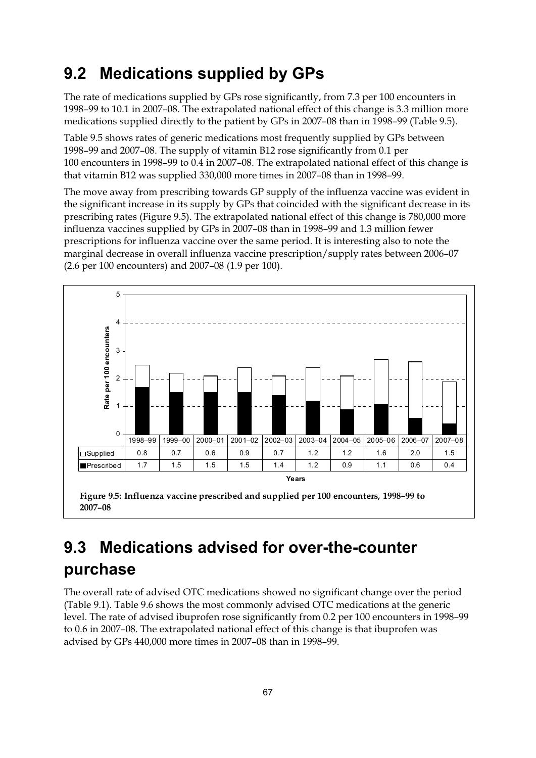## 9.2 Medications supplied by GPs

The rate of medications supplied by GPs rose significantly, from 7.3 per 100 encounters in 1998–99 to 10.1 in 2007–08. The extrapolated national effect of this change is 3.3 million more medications supplied directly to the patient by GPs in 2007–08 than in 1998–99 (Table 9.5).

Table 9.5 shows rates of generic medications most frequently supplied by GPs between 1998–99 and 2007–08. The supply of vitamin B12 rose significantly from 0.1 per 100 encounters in 1998–99 to 0.4 in 2007–08. The extrapolated national effect of this change is that vitamin B12 was supplied 330,000 more times in 2007–08 than in 1998–99.

The move away from prescribing towards GP supply of the influenza vaccine was evident in the significant increase in its supply by GPs that coincided with the significant decrease in its prescribing rates (Figure 9.5). The extrapolated national effect of this change is 780,000 more influenza vaccines supplied by GPs in 2007–08 than in 1998–99 and 1.3 million fewer prescriptions for influenza vaccine over the same period. It is interesting also to note the marginal decrease in overall influenza vaccine prescription/supply rates between 2006–07 (2.6 per 100 encounters) and 2007–08 (1.9 per 100).

| | 1998–99 | 1999–00 | 2000–01 | 2001–02 | 2002–03 | 2003–04 | 2004–05 | 2005–06 | 2006–07 | 2007–08 |
|---|---|---|---|---|---|---|---|---|---|---|
| Supplied | 0.8 | 0.7 | 0.6 | 0.9 | 0.7 | 1.2 | 1.2 | 1.6 | 2.0 | 1.5 |
| Prescribed | 1.7 | 1.5 | 1.5 | 1.5 | 1.4 | 1.2 | 0.9 | 1.1 | 0.6 | 0.4 |

**Figure 9.5: Influenza vaccine prescribed and supplied per 100 encounters, 1998–99 to 2007–08**

## 9.3 Medications advised for over-the-counter purchase

The overall rate of advised OTC medications showed no significant change over the period (Table 9.1). Table 9.6 shows the most commonly advised OTC medications at the generic level. The rate of advised ibuprofen rose significantly from 0.2 per 100 encounters in 1998–99 to 0.6 in 2007–08. The extrapolated national effect of this change is that ibuprofen was advised by GPs 440,000 more times in 2007–08 than in 1998–99.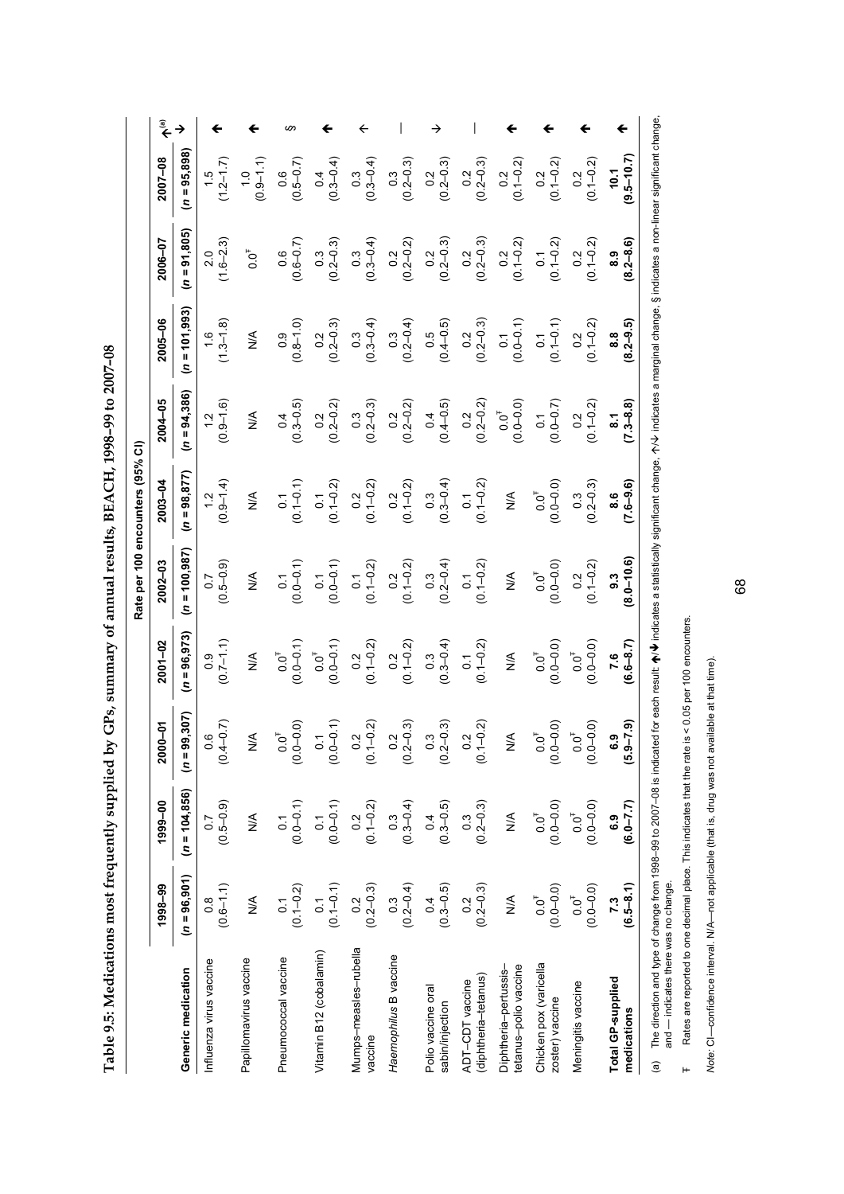**Table 9.5: Medications most frequently supplied by GPs, summary of annual results, BEACH, 1998–99 to 2007–08**

| | Rate per 100 encounters (95% CI) | | | | | | | | | | |
|---|---|---|---|---|---|---|---|---|---|---|---|
| **Generic medication** | **1998–99** ($n$ = 96,901) | **1999–00** ($n$ = 104,856) | **2000–01** ($n$ = 99,307) | **2001–02** ($n$ = 96,973) | **2002–03** ($n$ = 100,987) | **2003–04** ($n$ = 98,877) | **2004–05** ($n$ = 94,386) | **2005–06** ($n$ = 101,993) | **2006–07** ($n$ = 91,805) | **2007–08** ($n$ = 95,898) | ↑↓[(a)] |
| Influenza virus vaccine | 0.8 (0.6–1.1) | 0.7 (0.5–0.9) | 0.6 (0.4–0.7) | 0.9 (0.7–1.1) | 0.7 (0.5–0.9) | 1.2 (0.9–1.4) | 1.2 (0.9–1.6) | 1.6 (1.3–1.8) | 2.0 (1.6–2.3) | 1.5 (1.2–1.7) | ↑ |
| Papillomavirus vaccine | N/A | N/A | N/A | N/A | N/A | N/A | N/A | N/A | 0.0[Ŧ] | 1.0 (0.9–1.1) | ↑ |
| Pneumococcal vaccine | 0.1 (0.1–0.2) | 0.1 (0.0–0.1) | 0.0[Ŧ] (0.0–0.0) | 0.0[Ŧ] (0.0–0.1) | 0.1 (0.0–0.1) | 0.1 (0.1–0.1) | 0.4 (0.3–0.5) | 0.9 (0.8–1.0) | 0.6 (0.6–0.7) | 0.6 (0.5–0.7) | § |
| Vitamin B12 (cobalamin) | 0.1 (0.1–0.1) | 0.1 (0.0–0.1) | 0.1 (0.0–0.1) | 0.0[Ŧ] (0.0–0.1) | 0.1 (0.0–0.1) | 0.1 (0.1–0.2) | 0.2 (0.2–0.2) | 0.2 (0.2–0.3) | 0.3 (0.2–0.3) | 0.4 (0.3–0.4) | ↑ |
| Mumps–measles–rubella vaccine | 0.2 (0.2–0.3) | 0.2 (0.1–0.2) | 0.2 (0.1–0.2) | 0.2 (0.1–0.2) | 0.1 (0.1–0.2) | 0.2 (0.1–0.2) | 0.3 (0.2–0.3) | 0.3 (0.3–0.4) | 0.3 (0.3–0.4) | 0.3 (0.3–0.4) | ↑ |
| *Haemophilus* B vaccine | 0.3 (0.2–0.4) | 0.3 (0.3–0.4) | 0.2 (0.2–0.3) | 0.2 (0.1–0.2) | 0.2 (0.1–0.2) | 0.2 (0.1–0.2) | 0.2 (0.2–0.2) | 0.3 (0.2–0.4) | 0.2 (0.2–0.2) | 0.3 (0.2–0.3) | — |
| Polio vaccine oral sabin/injection | 0.4 (0.3–0.5) | 0.4 (0.3–0.5) | 0.3 (0.2–0.3) | 0.3 (0.3–0.4) | 0.3 (0.2–0.4) | 0.3 (0.3–0.4) | 0.4 (0.4–0.5) | 0.5 (0.4–0.5) | 0.2 (0.2–0.3) | 0.2 (0.2–0.3) | ↓ |
| ADT–CDT vaccine (diphtheria–tetanus) | 0.2 (0.2–0.3) | 0.3 (0.2–0.3) | 0.2 (0.1–0.2) | 0.1 (0.1–0.2) | 0.1 (0.1–0.2) | 0.1 (0.1–0.2) | 0.2 (0.2–0.2) | 0.2 (0.2–0.3) | 0.2 (0.2–0.3) | 0.2 (0.2–0.3) | — |
| Diphtheria–pertussis–tetanus–polio vaccine | N/A | N/A | N/A | N/A | N/A | N/A | 0.0[Ŧ] (0.0–0.0) | 0.1 (0.0–0.1) | 0.2 (0.1–0.2) | 0.2 (0.1–0.2) | ↑ |
| Chicken pox (varicella zoster) vaccine | 0.0[Ŧ] (0.0–0.0) | 0.0[Ŧ] (0.0–0.0) | 0.0[Ŧ] (0.0–0.0) | 0.0[Ŧ] (0.0–0.0) | 0.0[Ŧ] (0.0–0.0) | 0.0[Ŧ] (0.0–0.0) | 0.1 (0.0–0.7) | 0.1 (0.1–0.1) | 0.1 (0.1–0.2) | 0.2 (0.1–0.2) | ↑ |
| Meningitis vaccine | 0.0[Ŧ] (0.0–0.0) | 0.0[Ŧ] (0.0–0.0) | 0.0[Ŧ] (0.0–0.0) | 0.0[Ŧ] (0.0–0.0) | 0.2 (0.1–0.2) | 0.3 (0.2–0.3) | 0.2 (0.1–0.2) | 0.2 (0.1–0.2) | 0.2 (0.1–0.2) | 0.2 (0.1–0.2) | ↑ |
| **Total GP-supplied medications** | **7.3 (6.5–8.1)** | **6.9 (6.0–7.7)** | **6.9 (5.9–7.9)** | **7.6 (6.6–8.7)** | **9.3 (8.0–10.6)** | **8.6 (7.6–9.6)** | **8.1 (7.3–8.8)** | **8.8 (8.2–9.5)** | **8.9 (8.2–8.6)** | **10.1 (9.5–10.7)** | ↑ |

(a) The direction and type of change from 1998–99 to 2007–08 is indicated for each result: ↑/↓ indicates a statistically significant change, ↑/↓ indicates a marginal change, § indicates a non-linear significant change, and — indicates there was no change.

Ŧ Rates are reported to one decimal place. This indicates that the rate is < 0.05 per 100 encounters.

*Note:* CI—confidence interval. N/A—not applicable (that is, drug was not available at that time).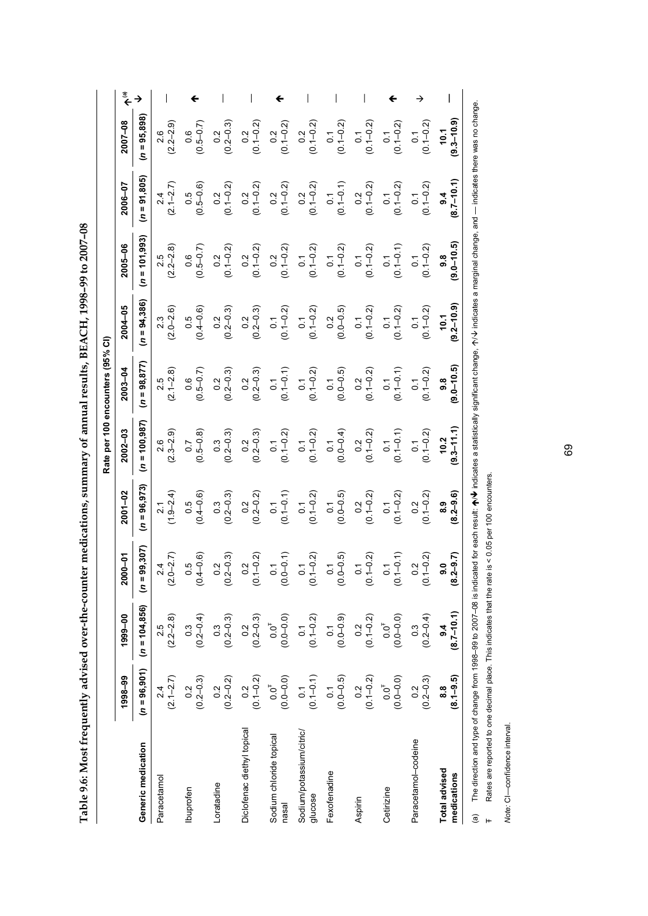**Table 9.6: Most frequently advised over-the-counter medications, summary of annual results, BEACH, 1998–99 to 2007–08**

| | Rate per 100 encounters (95% CI) | | | | | | | | | | |
|---|---|---|---|---|---|---|---|---|---|---|---|
| **Generic medication** | **1998–99** (*n* = 96,901) | **1999–00** (*n* = 104,856) | **2000–01** (*n* = 99,307) | **2001–02** (*n* = 96,973) | **2002–03** (*n* = 100,987) | **2003–04** (*n* = 98,877) | **2004–05** (*n* = 94,386) | **2005–06** (*n* = 101,993) | **2006–07** (*n* = 91,805) | **2007–08** (*n* = 95,898) | **↑/↓[(a)]** |
| Paracetamol | 2.4 (2.1–2.7) | 2.5 (2.2–2.8) | 2.4 (2.0–2.7) | 2.1 (1.9–2.4) | 2.6 (2.3–2.9) | 2.5 (2.1–2.8) | 2.3 (2.0–2.6) | 2.5 (2.2–2.8) | 2.4 (2.1–2.7) | 2.6 (2.2–2.9) | — |
| Ibuprofen | 0.2 (0.2–0.3) | 0.3 (0.2–0.4) | 0.5 (0.4–0.6) | 0.5 (0.4–0.6) | 0.7 (0.5–0.8) | 0.6 (0.5–0.7) | 0.5 (0.4–0.6) | 0.6 (0.5–0.7) | 0.5 (0.5–0.6) | 0.6 (0.5–0.7) | ↑ |
| Loratadine | 0.2 (0.2–0.2) | 0.3 (0.2–0.3) | 0.2 (0.2–0.3) | 0.3 (0.2–0.3) | 0.3 (0.2–0.3) | 0.2 (0.2–0.3) | 0.2 (0.2–0.3) | 0.2 (0.1–0.2) | 0.2 (0.1–0.2) | 0.2 (0.2–0.3) | — |
| Diclofenac diethyl topical | 0.2 (0.1–0.2) | 0.2 (0.2–0.3) | 0.2 (0.1–0.2) | 0.2 (0.2–0.2) | 0.2 (0.2–0.3) | 0.2 (0.2–0.3) | 0.2 (0.2–0.3) | 0.2 (0.1–0.2) | 0.2 (0.1–0.2) | 0.2 (0.1–0.2) | — |
| Sodium chloride topical nasal | 0.0[Ŧ] (0.0–0.0) | 0.0[Ŧ] (0.0–0.0) | 0.1 (0.0–0.1) | 0.1 (0.1–0.1) | 0.1 (0.1–0.2) | 0.1 (0.1–0.1) | 0.1 (0.1–0.2) | 0.2 (0.1–0.2) | 0.2 (0.1–0.2) | 0.2 (0.1–0.2) | ↑ |
| Sodium/potassium/citric/ glucose | 0.1 (0.1–0.1) | 0.1 (0.1–0.2) | 0.1 (0.1–0.2) | 0.1 (0.1–0.2) | 0.1 (0.1–0.2) | 0.1 (0.1–0.2) | 0.1 (0.1–0.2) | 0.1 (0.1–0.2) | 0.2 (0.1–0.2) | 0.2 (0.1–0.2) | — |
| Fexofenadine | 0.1 (0.0–0.5) | 0.1 (0.0–0.9) | 0.1 (0.0–0.5) | 0.1 (0.0–0.5) | 0.1 (0.0–0.4) | 0.1 (0.0–0.5) | 0.2 (0.0–0.5) | 0.1 (0.1–0.2) | 0.1 (0.1–0.1) | 0.1 (0.1–0.2) | — |
| Aspirin | 0.2 (0.1–0.2) | 0.2 (0.1–0.2) | 0.1 (0.1–0.2) | 0.2 (0.1–0.2) | 0.2 (0.1–0.2) | 0.2 (0.1–0.2) | 0.1 (0.1–0.2) | 0.1 (0.1–0.2) | 0.2 (0.1–0.2) | 0.1 (0.1–0.2) | — |
| Cetirizine | 0.0[Ŧ] (0.0–0.0) | 0.0[Ŧ] (0.0–0.0) | 0.1 (0.1–0.1) | 0.1 (0.1–0.2) | 0.1 (0.1–0.1) | 0.1 (0.1–0.1) | 0.1 (0.1–0.2) | 0.1 (0.1–0.1) | 0.1 (0.1–0.2) | 0.1 (0.1–0.2) | ↑ |
| Paracetamol–codeine | 0.2 (0.2–0.3) | 0.3 (0.2–0.4) | 0.2 (0.1–0.2) | 0.2 (0.1–0.2) | 0.1 (0.1–0.2) | 0.1 (0.1–0.2) | 0.1 (0.1–0.2) | 0.1 (0.1–0.2) | 0.1 (0.1–0.2) | 0.1 (0.1–0.2) | ↓ |
| **Total advised medications** | **8.8 (8.1–9.5)** | **9.4 (8.7–10.1)** | **9.0 (8.2–9.7)** | **8.9 (8.2–9.6)** | **10.2 (9.3–11.1)** | **9.8 (9.0–10.5)** | **10.1 (9.2–10.9)** | **9.8 (9.0–10.5)** | **9.4 (8.7–10.1)** | **10.1 (9.3–10.9)** | — |

(a) The direction and type of change from 1998–99 to 2007–08 is indicated for each result: ↑/↓ indicates a statistically significant change, ↑/↓ indicates a marginal change, and — indicates there was no change.

Ŧ Rates are reported to one decimal place. This indicates that the rate is < 0.05 per 100 encounters.

*Note:* CI—confidence interval.